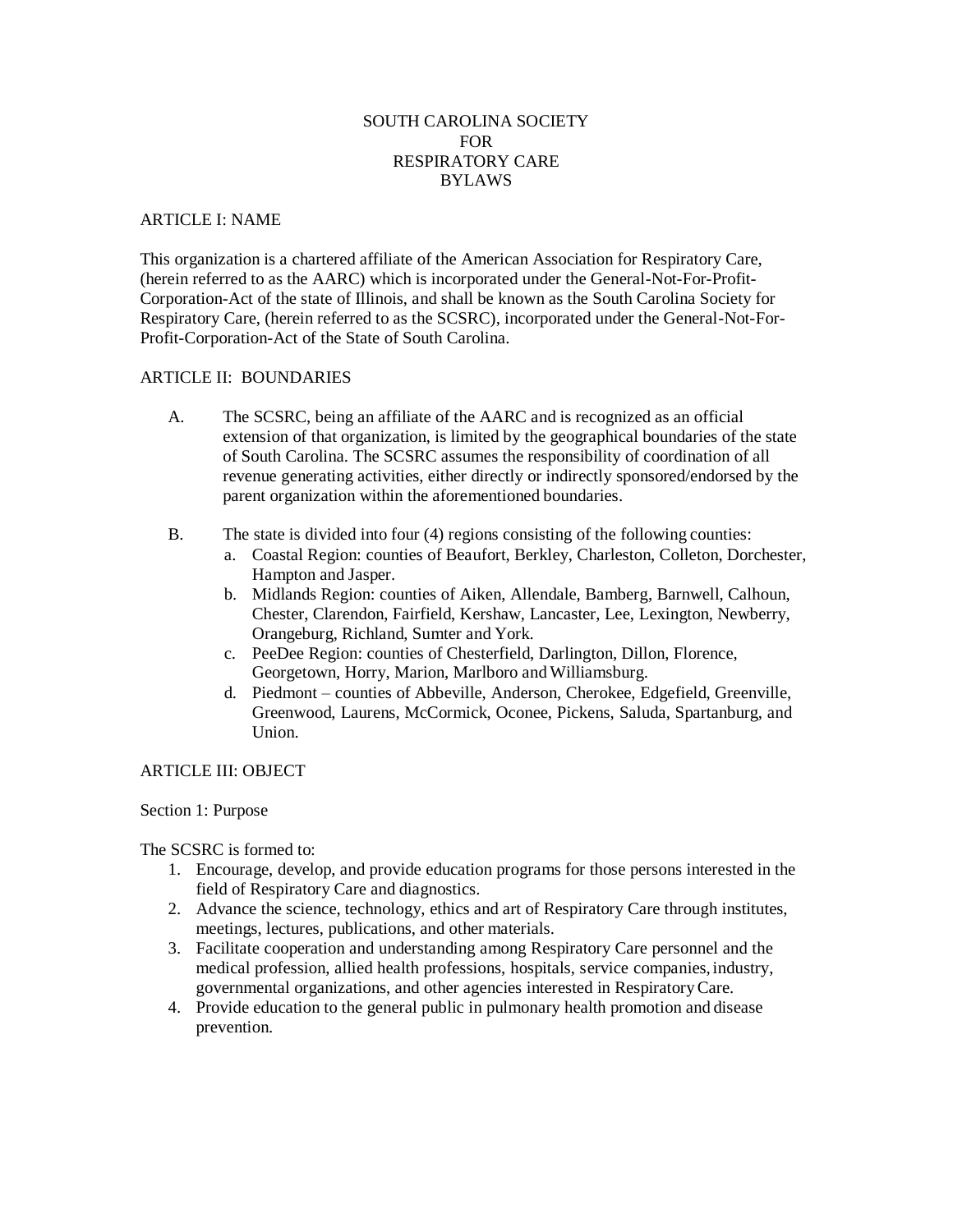# SOUTH CAROLINA SOCIETY FOR RESPIRATORY CARE BYLAWS

## ARTICLE I: NAME

This organization is a chartered affiliate of the American Association for Respiratory Care, (herein referred to as the AARC) which is incorporated under the General-Not-For-Profit-Corporation-Act of the state of Illinois, and shall be known as the South Carolina Society for Respiratory Care, (herein referred to as the SCSRC), incorporated under the General-Not-For-Profit-Corporation-Act of the State of South Carolina.

## ARTICLE II: BOUNDARIES

A. The SCSRC, being an affiliate of the AARC and is recognized as an official extension of that organization, is limited by the geographical boundaries of the state of South Carolina. The SCSRC assumes the responsibility of coordination of all revenue generating activities, either directly or indirectly sponsored/endorsed by the parent organization within the aforementioned boundaries.

B. The state is divided into four (4) regions consisting of the following counties:
   a. Coastal Region: counties of Beaufort, Berkley, Charleston, Colleton, Dorchester, Hampton and Jasper.
   b. Midlands Region: counties of Aiken, Allendale, Bamberg, Barnwell, Calhoun, Chester, Clarendon, Fairfield, Kershaw, Lancaster, Lee, Lexington, Newberry, Orangeburg, Richland, Sumter and York.
   c. PeeDee Region: counties of Chesterfield, Darlington, Dillon, Florence, Georgetown, Horry, Marion, Marlboro and Williamsburg.
   d. Piedmont – counties of Abbeville, Anderson, Cherokee, Edgefield, Greenville, Greenwood, Laurens, McCormick, Oconee, Pickens, Saluda, Spartanburg, and Union.

## ARTICLE III: OBJECT

### Section 1: Purpose

The SCSRC is formed to:

1. Encourage, develop, and provide education programs for those persons interested in the field of Respiratory Care and diagnostics.
2. Advance the science, technology, ethics and art of Respiratory Care through institutes, meetings, lectures, publications, and other materials.
3. Facilitate cooperation and understanding among Respiratory Care personnel and the medical profession, allied health professions, hospitals, service companies, industry, governmental organizations, and other agencies interested in Respiratory Care.
4. Provide education to the general public in pulmonary health promotion and disease prevention.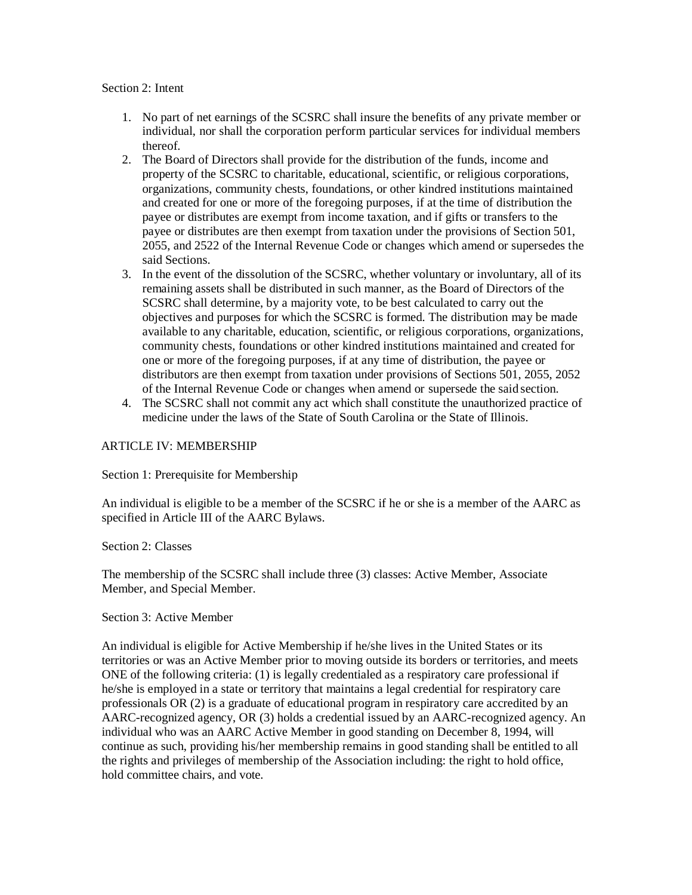Section 2: Intent

1. No part of net earnings of the SCSRC shall insure the benefits of any private member or individual, nor shall the corporation perform particular services for individual members thereof.
2. The Board of Directors shall provide for the distribution of the funds, income and property of the SCSRC to charitable, educational, scientific, or religious corporations, organizations, community chests, foundations, or other kindred institutions maintained and created for one or more of the foregoing purposes, if at the time of distribution the payee or distributes are exempt from income taxation, and if gifts or transfers to the payee or distributes are then exempt from taxation under the provisions of Section 501, 2055, and 2522 of the Internal Revenue Code or changes which amend or supersedes the said Sections.
3. In the event of the dissolution of the SCSRC, whether voluntary or involuntary, all of its remaining assets shall be distributed in such manner, as the Board of Directors of the SCSRC shall determine, by a majority vote, to be best calculated to carry out the objectives and purposes for which the SCSRC is formed. The distribution may be made available to any charitable, education, scientific, or religious corporations, organizations, community chests, foundations or other kindred institutions maintained and created for one or more of the foregoing purposes, if at any time of distribution, the payee or distributors are then exempt from taxation under provisions of Sections 501, 2055, 2052 of the Internal Revenue Code or changes when amend or supersede the said section.
4. The SCSRC shall not commit any act which shall constitute the unauthorized practice of medicine under the laws of the State of South Carolina or the State of Illinois.

ARTICLE IV: MEMBERSHIP

Section 1: Prerequisite for Membership

An individual is eligible to be a member of the SCSRC if he or she is a member of the AARC as specified in Article III of the AARC Bylaws.

Section 2: Classes

The membership of the SCSRC shall include three (3) classes: Active Member, Associate Member, and Special Member.

Section 3: Active Member

An individual is eligible for Active Membership if he/she lives in the United States or its territories or was an Active Member prior to moving outside its borders or territories, and meets ONE of the following criteria: (1) is legally credentialed as a respiratory care professional if he/she is employed in a state or territory that maintains a legal credential for respiratory care professionals OR (2) is a graduate of educational program in respiratory care accredited by an AARC-recognized agency, OR (3) holds a credential issued by an AARC-recognized agency. An individual who was an AARC Active Member in good standing on December 8, 1994, will continue as such, providing his/her membership remains in good standing shall be entitled to all the rights and privileges of membership of the Association including: the right to hold office, hold committee chairs, and vote.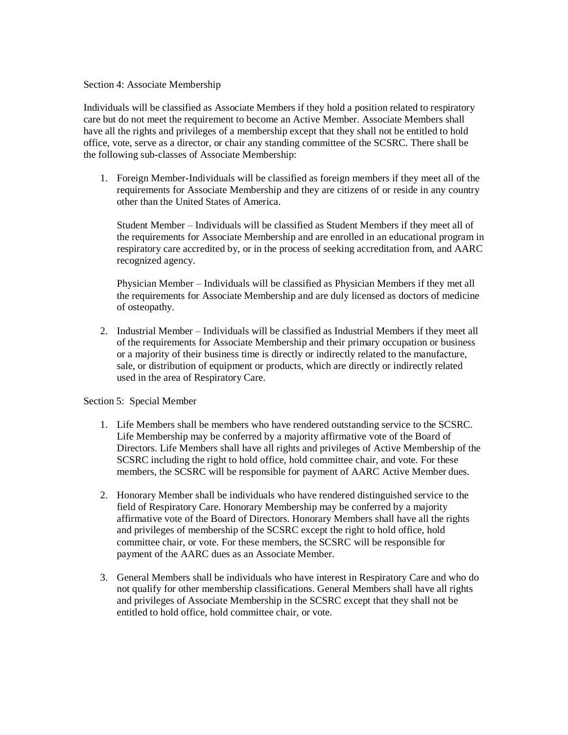Section 4: Associate Membership

Individuals will be classified as Associate Members if they hold a position related to respiratory care but do not meet the requirement to become an Active Member. Associate Members shall have all the rights and privileges of a membership except that they shall not be entitled to hold office, vote, serve as a director, or chair any standing committee of the SCSRC. There shall be the following sub-classes of Associate Membership:

1. Foreign Member-Individuals will be classified as foreign members if they meet all of the requirements for Associate Membership and they are citizens of or reside in any country other than the United States of America.

   Student Member – Individuals will be classified as Student Members if they meet all of the requirements for Associate Membership and are enrolled in an educational program in respiratory care accredited by, or in the process of seeking accreditation from, and AARC recognized agency.

   Physician Member – Individuals will be classified as Physician Members if they met all the requirements for Associate Membership and are duly licensed as doctors of medicine of osteopathy.

2. Industrial Member – Individuals will be classified as Industrial Members if they meet all of the requirements for Associate Membership and their primary occupation or business or a majority of their business time is directly or indirectly related to the manufacture, sale, or distribution of equipment or products, which are directly or indirectly related used in the area of Respiratory Care.

Section 5: Special Member

1. Life Members shall be members who have rendered outstanding service to the SCSRC. Life Membership may be conferred by a majority affirmative vote of the Board of Directors. Life Members shall have all rights and privileges of Active Membership of the SCSRC including the right to hold office, hold committee chair, and vote. For these members, the SCSRC will be responsible for payment of AARC Active Member dues.

2. Honorary Member shall be individuals who have rendered distinguished service to the field of Respiratory Care. Honorary Membership may be conferred by a majority affirmative vote of the Board of Directors. Honorary Members shall have all the rights and privileges of membership of the SCSRC except the right to hold office, hold committee chair, or vote. For these members, the SCSRC will be responsible for payment of the AARC dues as an Associate Member.

3. General Members shall be individuals who have interest in Respiratory Care and who do not qualify for other membership classifications. General Members shall have all rights and privileges of Associate Membership in the SCSRC except that they shall not be entitled to hold office, hold committee chair, or vote.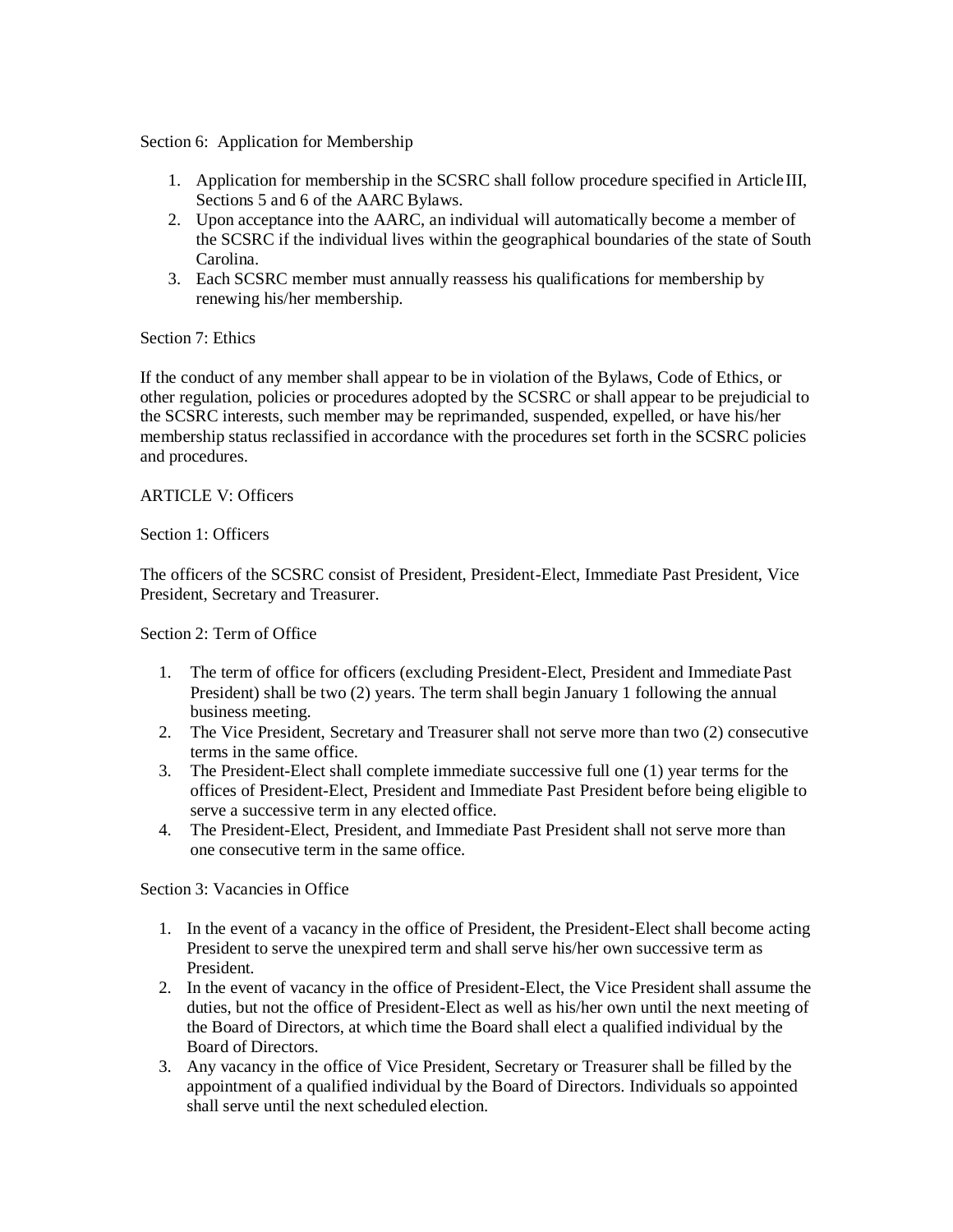Section 6: Application for Membership

1. Application for membership in the SCSRC shall follow procedure specified in Article III, Sections 5 and 6 of the AARC Bylaws.
2. Upon acceptance into the AARC, an individual will automatically become a member of the SCSRC if the individual lives within the geographical boundaries of the state of South Carolina.
3. Each SCSRC member must annually reassess his qualifications for membership by renewing his/her membership.

Section 7: Ethics

If the conduct of any member shall appear to be in violation of the Bylaws, Code of Ethics, or other regulation, policies or procedures adopted by the SCSRC or shall appear to be prejudicial to the SCSRC interests, such member may be reprimanded, suspended, expelled, or have his/her membership status reclassified in accordance with the procedures set forth in the SCSRC policies and procedures.

ARTICLE V: Officers

Section 1: Officers

The officers of the SCSRC consist of President, President-Elect, Immediate Past President, Vice President, Secretary and Treasurer.

Section 2: Term of Office

1. The term of office for officers (excluding President-Elect, President and Immediate Past President) shall be two (2) years. The term shall begin January 1 following the annual business meeting.
2. The Vice President, Secretary and Treasurer shall not serve more than two (2) consecutive terms in the same office.
3. The President-Elect shall complete immediate successive full one (1) year terms for the offices of President-Elect, President and Immediate Past President before being eligible to serve a successive term in any elected office.
4. The President-Elect, President, and Immediate Past President shall not serve more than one consecutive term in the same office.

Section 3: Vacancies in Office

1. In the event of a vacancy in the office of President, the President-Elect shall become acting President to serve the unexpired term and shall serve his/her own successive term as President.
2. In the event of vacancy in the office of President-Elect, the Vice President shall assume the duties, but not the office of President-Elect as well as his/her own until the next meeting of the Board of Directors, at which time the Board shall elect a qualified individual by the Board of Directors.
3. Any vacancy in the office of Vice President, Secretary or Treasurer shall be filled by the appointment of a qualified individual by the Board of Directors. Individuals so appointed shall serve until the next scheduled election.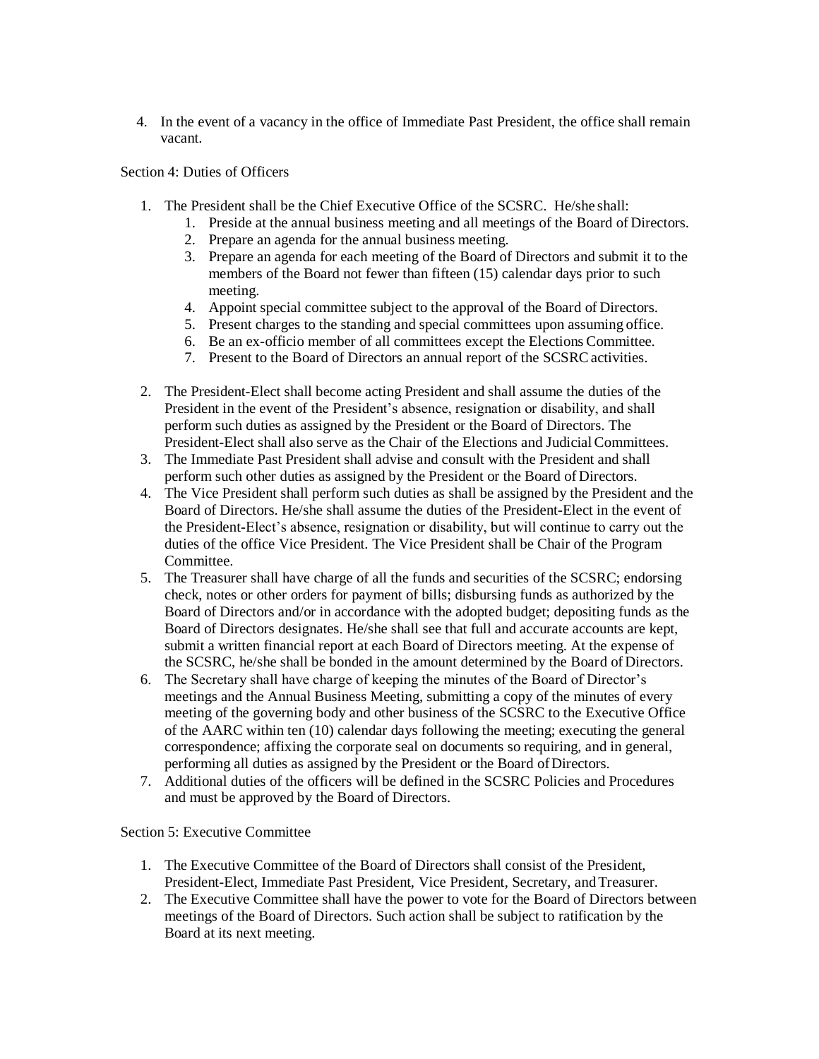4. In the event of a vacancy in the office of Immediate Past President, the office shall remain vacant.

Section 4: Duties of Officers

1. The President shall be the Chief Executive Office of the SCSRC. He/she shall:
    1. Preside at the annual business meeting and all meetings of the Board of Directors.
    2. Prepare an agenda for the annual business meeting.
    3. Prepare an agenda for each meeting of the Board of Directors and submit it to the members of the Board not fewer than fifteen (15) calendar days prior to such meeting.
    4. Appoint special committee subject to the approval of the Board of Directors.
    5. Present charges to the standing and special committees upon assuming office.
    6. Be an ex-officio member of all committees except the Elections Committee.
    7. Present to the Board of Directors an annual report of the SCSRC activities.
2. The President-Elect shall become acting President and shall assume the duties of the President in the event of the President's absence, resignation or disability, and shall perform such duties as assigned by the President or the Board of Directors. The President-Elect shall also serve as the Chair of the Elections and Judicial Committees.
3. The Immediate Past President shall advise and consult with the President and shall perform such other duties as assigned by the President or the Board of Directors.
4. The Vice President shall perform such duties as shall be assigned by the President and the Board of Directors. He/she shall assume the duties of the President-Elect in the event of the President-Elect's absence, resignation or disability, but will continue to carry out the duties of the office Vice President. The Vice President shall be Chair of the Program Committee.
5. The Treasurer shall have charge of all the funds and securities of the SCSRC; endorsing check, notes or other orders for payment of bills; disbursing funds as authorized by the Board of Directors and/or in accordance with the adopted budget; depositing funds as the Board of Directors designates. He/she shall see that full and accurate accounts are kept, submit a written financial report at each Board of Directors meeting. At the expense of the SCSRC, he/she shall be bonded in the amount determined by the Board of Directors.
6. The Secretary shall have charge of keeping the minutes of the Board of Director's meetings and the Annual Business Meeting, submitting a copy of the minutes of every meeting of the governing body and other business of the SCSRC to the Executive Office of the AARC within ten (10) calendar days following the meeting; executing the general correspondence; affixing the corporate seal on documents so requiring, and in general, performing all duties as assigned by the President or the Board of Directors.
7. Additional duties of the officers will be defined in the SCSRC Policies and Procedures and must be approved by the Board of Directors.

Section 5: Executive Committee

1. The Executive Committee of the Board of Directors shall consist of the President, President-Elect, Immediate Past President, Vice President, Secretary, and Treasurer.
2. The Executive Committee shall have the power to vote for the Board of Directors between meetings of the Board of Directors. Such action shall be subject to ratification by the Board at its next meeting.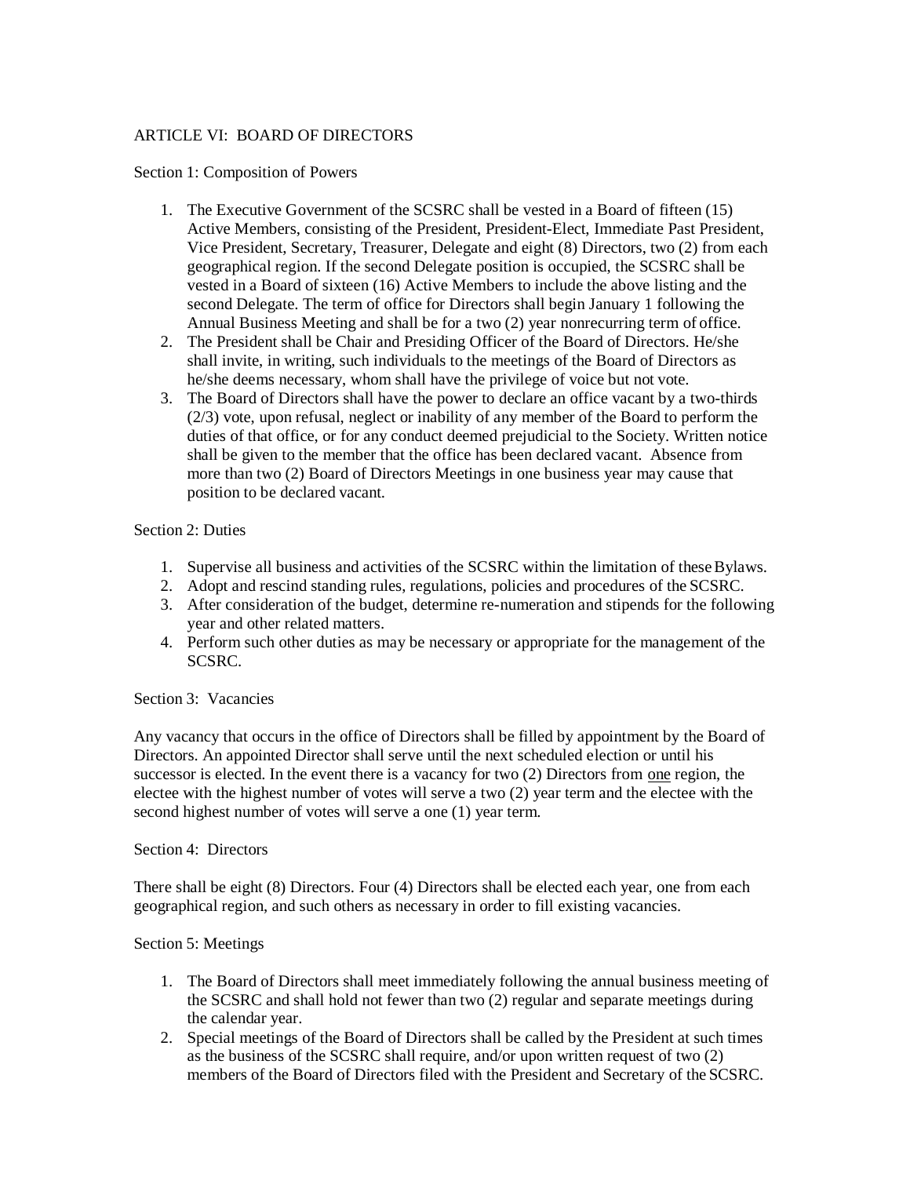## ARTICLE VI: BOARD OF DIRECTORS

### Section 1: Composition of Powers

1. The Executive Government of the SCSRC shall be vested in a Board of fifteen (15) Active Members, consisting of the President, President-Elect, Immediate Past President, Vice President, Secretary, Treasurer, Delegate and eight (8) Directors, two (2) from each geographical region. If the second Delegate position is occupied, the SCSRC shall be vested in a Board of sixteen (16) Active Members to include the above listing and the second Delegate. The term of office for Directors shall begin January 1 following the Annual Business Meeting and shall be for a two (2) year nonrecurring term of office.
2. The President shall be Chair and Presiding Officer of the Board of Directors. He/she shall invite, in writing, such individuals to the meetings of the Board of Directors as he/she deems necessary, whom shall have the privilege of voice but not vote.
3. The Board of Directors shall have the power to declare an office vacant by a two-thirds (2/3) vote, upon refusal, neglect or inability of any member of the Board to perform the duties of that office, or for any conduct deemed prejudicial to the Society. Written notice shall be given to the member that the office has been declared vacant. Absence from more than two (2) Board of Directors Meetings in one business year may cause that position to be declared vacant.

### Section 2: Duties

1. Supervise all business and activities of the SCSRC within the limitation of these Bylaws.
2. Adopt and rescind standing rules, regulations, policies and procedures of the SCSRC.
3. After consideration of the budget, determine re-numeration and stipends for the following year and other related matters.
4. Perform such other duties as may be necessary or appropriate for the management of the SCSRC.

### Section 3: Vacancies

Any vacancy that occurs in the office of Directors shall be filled by appointment by the Board of Directors. An appointed Director shall serve until the next scheduled election or until his successor is elected. In the event there is a vacancy for two (2) Directors from <u>one</u> region, the electee with the highest number of votes will serve a two (2) year term and the electee with the second highest number of votes will serve a one (1) year term.

### Section 4: Directors

There shall be eight (8) Directors. Four (4) Directors shall be elected each year, one from each geographical region, and such others as necessary in order to fill existing vacancies.

### Section 5: Meetings

1. The Board of Directors shall meet immediately following the annual business meeting of the SCSRC and shall hold not fewer than two (2) regular and separate meetings during the calendar year.
2. Special meetings of the Board of Directors shall be called by the President at such times as the business of the SCSRC shall require, and/or upon written request of two (2) members of the Board of Directors filed with the President and Secretary of the SCSRC.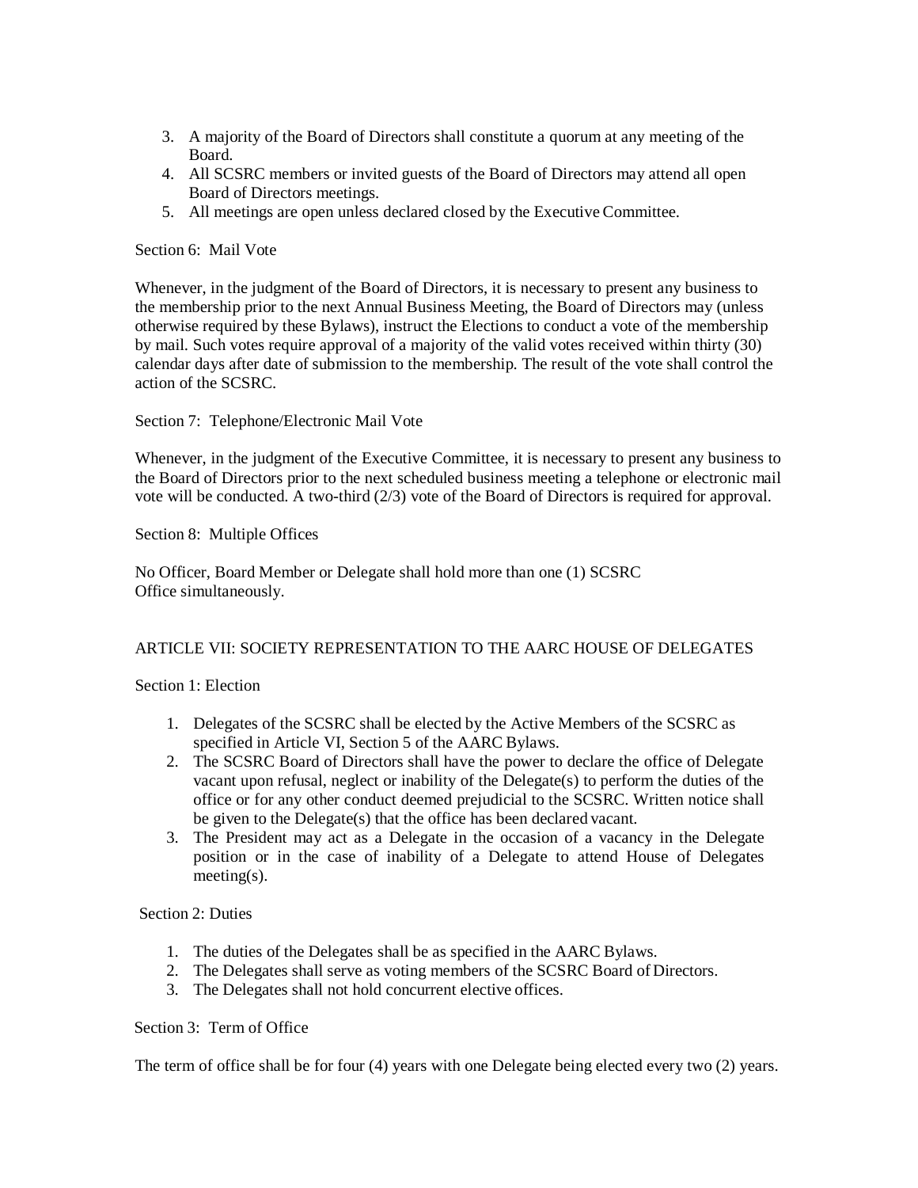3. A majority of the Board of Directors shall constitute a quorum at any meeting of the Board.
4. All SCSRC members or invited guests of the Board of Directors may attend all open Board of Directors meetings.
5. All meetings are open unless declared closed by the Executive Committee.

Section 6: Mail Vote

Whenever, in the judgment of the Board of Directors, it is necessary to present any business to the membership prior to the next Annual Business Meeting, the Board of Directors may (unless otherwise required by these Bylaws), instruct the Elections to conduct a vote of the membership by mail. Such votes require approval of a majority of the valid votes received within thirty (30) calendar days after date of submission to the membership. The result of the vote shall control the action of the SCSRC.

Section 7: Telephone/Electronic Mail Vote

Whenever, in the judgment of the Executive Committee, it is necessary to present any business to the Board of Directors prior to the next scheduled business meeting a telephone or electronic mail vote will be conducted. A two-third (2/3) vote of the Board of Directors is required for approval.

Section 8: Multiple Offices

No Officer, Board Member or Delegate shall hold more than one (1) SCSRC Office simultaneously.

## ARTICLE VII: SOCIETY REPRESENTATION TO THE AARC HOUSE OF DELEGATES

Section 1: Election

1. Delegates of the SCSRC shall be elected by the Active Members of the SCSRC as specified in Article VI, Section 5 of the AARC Bylaws.
2. The SCSRC Board of Directors shall have the power to declare the office of Delegate vacant upon refusal, neglect or inability of the Delegate(s) to perform the duties of the office or for any other conduct deemed prejudicial to the SCSRC. Written notice shall be given to the Delegate(s) that the office has been declared vacant.
3. The President may act as a Delegate in the occasion of a vacancy in the Delegate position or in the case of inability of a Delegate to attend House of Delegates meeting(s).

Section 2: Duties

1. The duties of the Delegates shall be as specified in the AARC Bylaws.
2. The Delegates shall serve as voting members of the SCSRC Board of Directors.
3. The Delegates shall not hold concurrent elective offices.

Section 3: Term of Office

The term of office shall be for four (4) years with one Delegate being elected every two (2) years.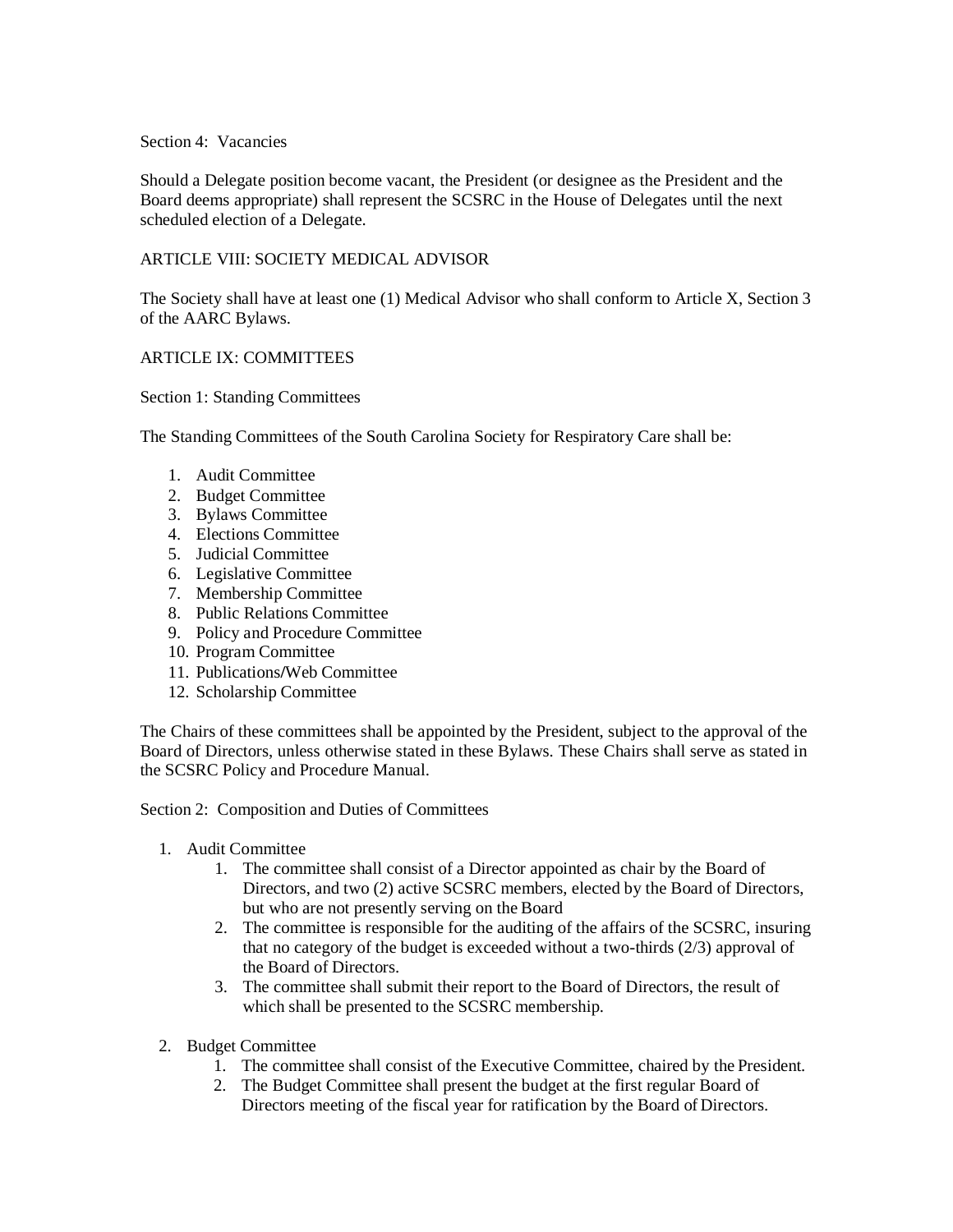Section 4: Vacancies

Should a Delegate position become vacant, the President (or designee as the President and the Board deems appropriate) shall represent the SCSRC in the House of Delegates until the next scheduled election of a Delegate.

## ARTICLE VIII: SOCIETY MEDICAL ADVISOR

The Society shall have at least one (1) Medical Advisor who shall conform to Article X, Section 3 of the AARC Bylaws.

## ARTICLE IX: COMMITTEES

Section 1: Standing Committees

The Standing Committees of the South Carolina Society for Respiratory Care shall be:

1. Audit Committee
2. Budget Committee
3. Bylaws Committee
4. Elections Committee
5. Judicial Committee
6. Legislative Committee
7. Membership Committee
8. Public Relations Committee
9. Policy and Procedure Committee
10. Program Committee
11. Publications/Web Committee
12. Scholarship Committee

The Chairs of these committees shall be appointed by the President, subject to the approval of the Board of Directors, unless otherwise stated in these Bylaws. These Chairs shall serve as stated in the SCSRC Policy and Procedure Manual.

Section 2: Composition and Duties of Committees

1. Audit Committee
    1. The committee shall consist of a Director appointed as chair by the Board of Directors, and two (2) active SCSRC members, elected by the Board of Directors, but who are not presently serving on the Board
    2. The committee is responsible for the auditing of the affairs of the SCSRC, insuring that no category of the budget is exceeded without a two-thirds (2/3) approval of the Board of Directors.
    3. The committee shall submit their report to the Board of Directors, the result of which shall be presented to the SCSRC membership.

2. Budget Committee
    1. The committee shall consist of the Executive Committee, chaired by the President.
    2. The Budget Committee shall present the budget at the first regular Board of Directors meeting of the fiscal year for ratification by the Board of Directors.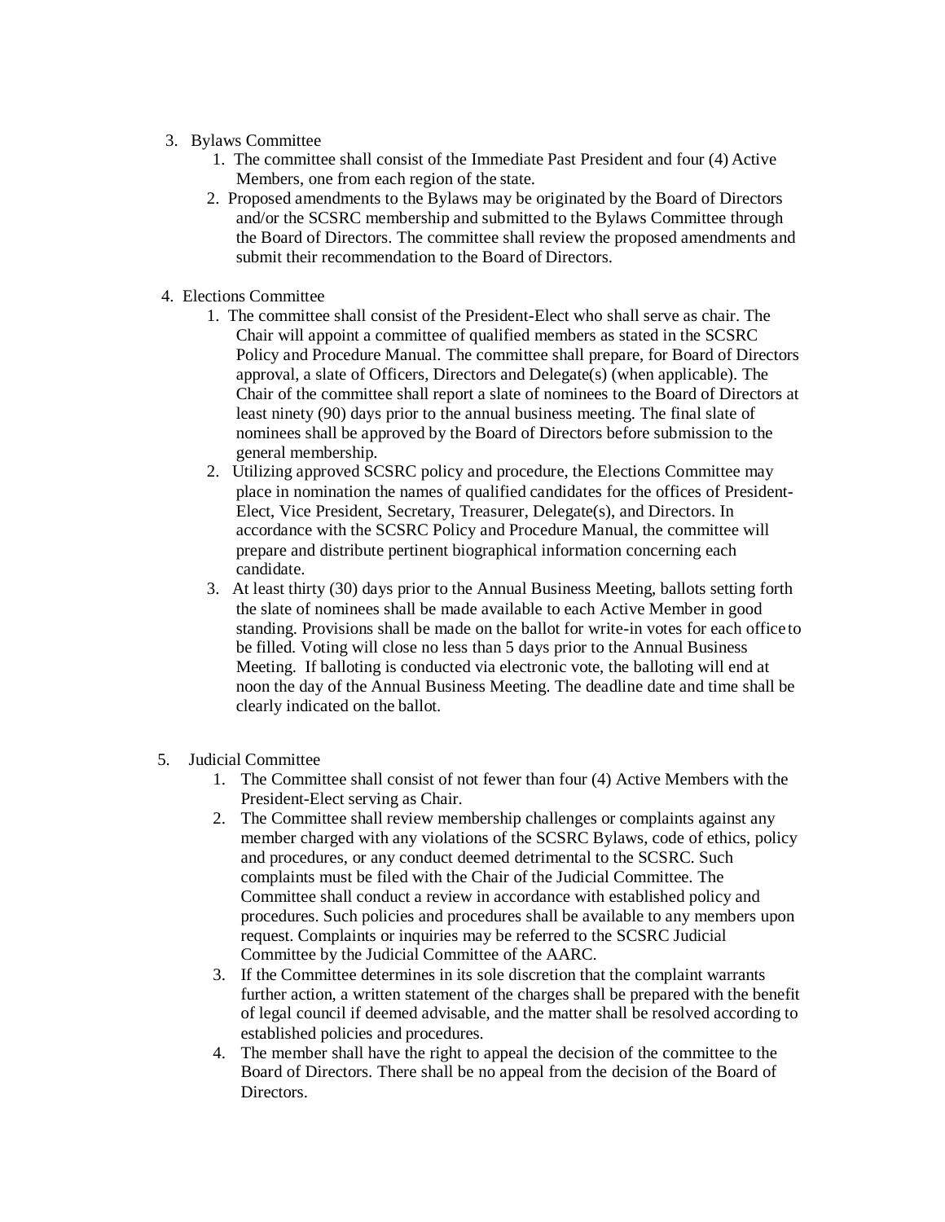3. Bylaws Committee
    1. The committee shall consist of the Immediate Past President and four (4) Active Members, one from each region of the state.
    2. Proposed amendments to the Bylaws may be originated by the Board of Directors and/or the SCSRC membership and submitted to the Bylaws Committee through the Board of Directors. The committee shall review the proposed amendments and submit their recommendation to the Board of Directors.

4. Elections Committee
    1. The committee shall consist of the President-Elect who shall serve as chair. The Chair will appoint a committee of qualified members as stated in the SCSRC Policy and Procedure Manual. The committee shall prepare, for Board of Directors approval, a slate of Officers, Directors and Delegate(s) (when applicable). The Chair of the committee shall report a slate of nominees to the Board of Directors at least ninety (90) days prior to the annual business meeting. The final slate of nominees shall be approved by the Board of Directors before submission to the general membership.
    2. Utilizing approved SCSRC policy and procedure, the Elections Committee may place in nomination the names of qualified candidates for the offices of President-Elect, Vice President, Secretary, Treasurer, Delegate(s), and Directors. In accordance with the SCSRC Policy and Procedure Manual, the committee will prepare and distribute pertinent biographical information concerning each candidate.
    3. At least thirty (30) days prior to the Annual Business Meeting, ballots setting forth the slate of nominees shall be made available to each Active Member in good standing. Provisions shall be made on the ballot for write-in votes for each office to be filled. Voting will close no less than 5 days prior to the Annual Business Meeting. If balloting is conducted via electronic vote, the balloting will end at noon the day of the Annual Business Meeting. The deadline date and time shall be clearly indicated on the ballot.

5. Judicial Committee
    1. The Committee shall consist of not fewer than four (4) Active Members with the President-Elect serving as Chair.
    2. The Committee shall review membership challenges or complaints against any member charged with any violations of the SCSRC Bylaws, code of ethics, policy and procedures, or any conduct deemed detrimental to the SCSRC. Such complaints must be filed with the Chair of the Judicial Committee. The Committee shall conduct a review in accordance with established policy and procedures. Such policies and procedures shall be available to any members upon request. Complaints or inquiries may be referred to the SCSRC Judicial Committee by the Judicial Committee of the AARC.
    3. If the Committee determines in its sole discretion that the complaint warrants further action, a written statement of the charges shall be prepared with the benefit of legal council if deemed advisable, and the matter shall be resolved according to established policies and procedures.
    4. The member shall have the right to appeal the decision of the committee to the Board of Directors. There shall be no appeal from the decision of the Board of Directors.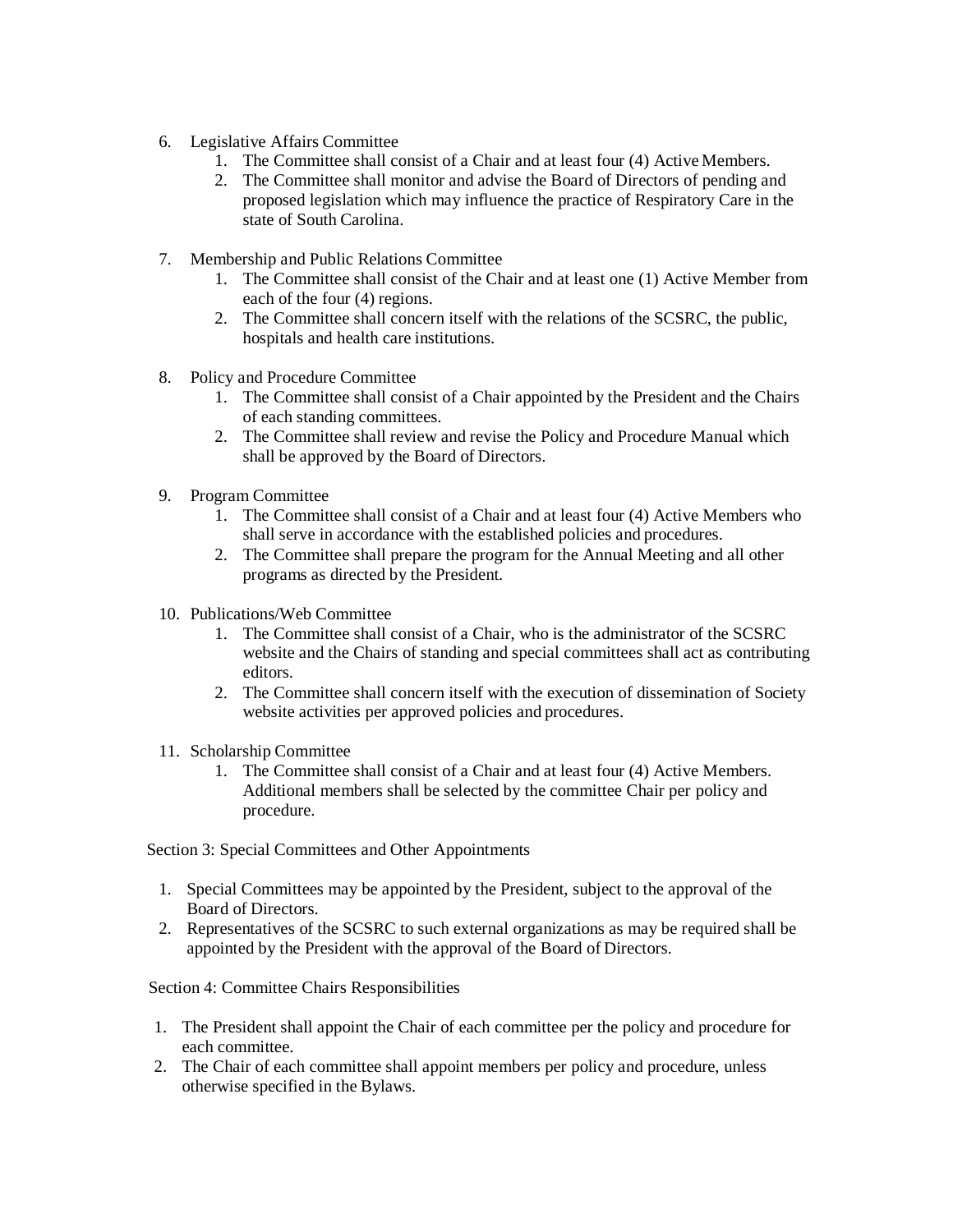6. Legislative Affairs Committee
    1. The Committee shall consist of a Chair and at least four (4) Active Members.
    2. The Committee shall monitor and advise the Board of Directors of pending and proposed legislation which may influence the practice of Respiratory Care in the state of South Carolina.

7. Membership and Public Relations Committee
    1. The Committee shall consist of the Chair and at least one (1) Active Member from each of the four (4) regions.
    2. The Committee shall concern itself with the relations of the SCSRC, the public, hospitals and health care institutions.

8. Policy and Procedure Committee
    1. The Committee shall consist of a Chair appointed by the President and the Chairs of each standing committees.
    2. The Committee shall review and revise the Policy and Procedure Manual which shall be approved by the Board of Directors.

9. Program Committee
    1. The Committee shall consist of a Chair and at least four (4) Active Members who shall serve in accordance with the established policies and procedures.
    2. The Committee shall prepare the program for the Annual Meeting and all other programs as directed by the President.

10. Publications/Web Committee
    1. The Committee shall consist of a Chair, who is the administrator of the SCSRC website and the Chairs of standing and special committees shall act as contributing editors.
    2. The Committee shall concern itself with the execution of dissemination of Society website activities per approved policies and procedures.

11. Scholarship Committee
    1. The Committee shall consist of a Chair and at least four (4) Active Members. Additional members shall be selected by the committee Chair per policy and procedure.

Section 3: Special Committees and Other Appointments

1. Special Committees may be appointed by the President, subject to the approval of the Board of Directors.
2. Representatives of the SCSRC to such external organizations as may be required shall be appointed by the President with the approval of the Board of Directors.

Section 4: Committee Chairs Responsibilities

1. The President shall appoint the Chair of each committee per the policy and procedure for each committee.
2. The Chair of each committee shall appoint members per policy and procedure, unless otherwise specified in the Bylaws.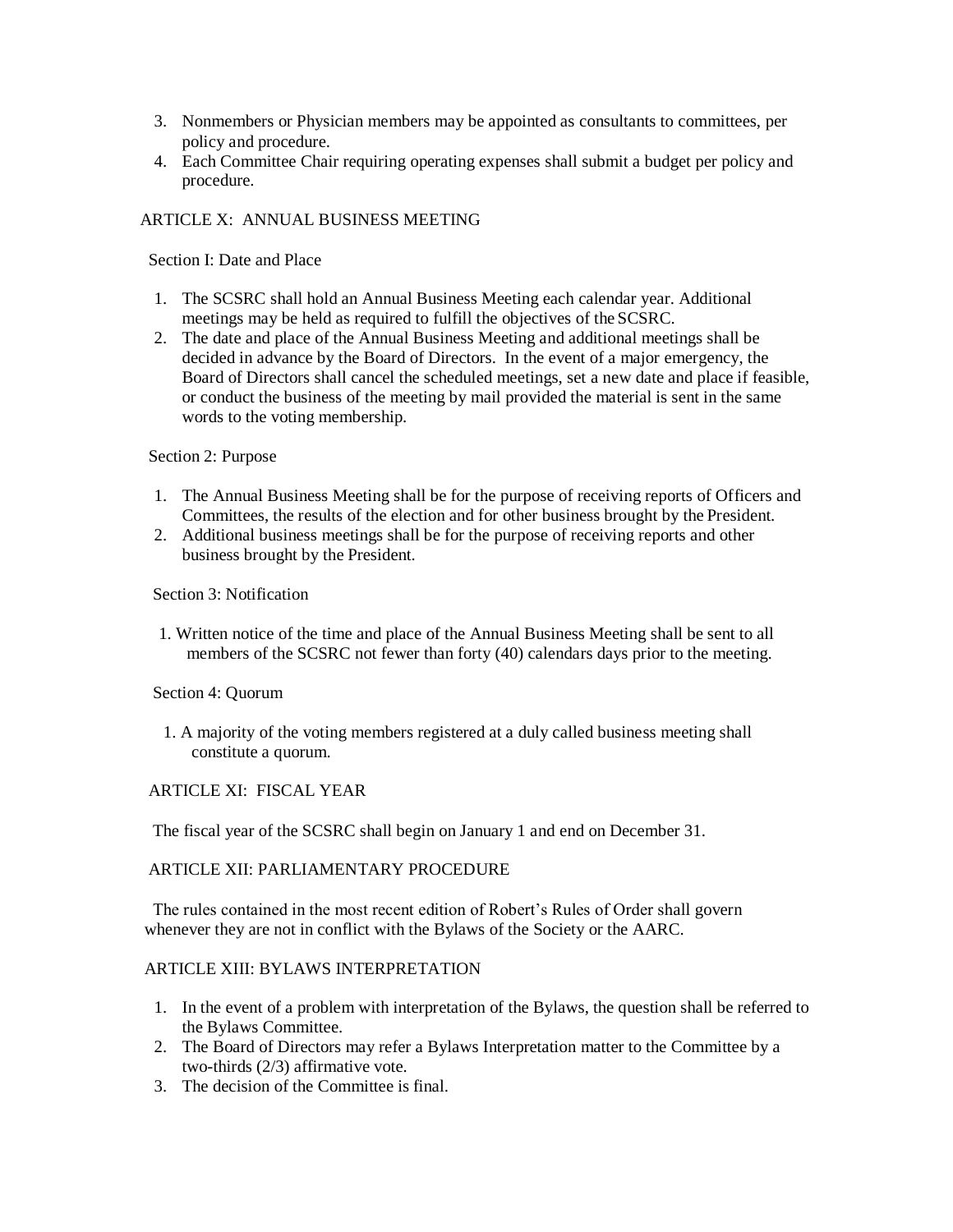3. Nonmembers or Physician members may be appointed as consultants to committees, per policy and procedure.
4. Each Committee Chair requiring operating expenses shall submit a budget per policy and procedure.

## ARTICLE X: ANNUAL BUSINESS MEETING

### Section I: Date and Place

1. The SCSRC shall hold an Annual Business Meeting each calendar year. Additional meetings may be held as required to fulfill the objectives of the SCSRC.
2. The date and place of the Annual Business Meeting and additional meetings shall be decided in advance by the Board of Directors. In the event of a major emergency, the Board of Directors shall cancel the scheduled meetings, set a new date and place if feasible, or conduct the business of the meeting by mail provided the material is sent in the same words to the voting membership.

### Section 2: Purpose

1. The Annual Business Meeting shall be for the purpose of receiving reports of Officers and Committees, the results of the election and for other business brought by the President.
2. Additional business meetings shall be for the purpose of receiving reports and other business brought by the President.

### Section 3: Notification

1. Written notice of the time and place of the Annual Business Meeting shall be sent to all members of the SCSRC not fewer than forty (40) calendars days prior to the meeting.

### Section 4: Quorum

1. A majority of the voting members registered at a duly called business meeting shall constitute a quorum.

## ARTICLE XI: FISCAL YEAR

The fiscal year of the SCSRC shall begin on January 1 and end on December 31.

## ARTICLE XII: PARLIAMENTARY PROCEDURE

The rules contained in the most recent edition of Robert's Rules of Order shall govern whenever they are not in conflict with the Bylaws of the Society or the AARC.

## ARTICLE XIII: BYLAWS INTERPRETATION

1. In the event of a problem with interpretation of the Bylaws, the question shall be referred to the Bylaws Committee.
2. The Board of Directors may refer a Bylaws Interpretation matter to the Committee by a two-thirds (2/3) affirmative vote.
3. The decision of the Committee is final.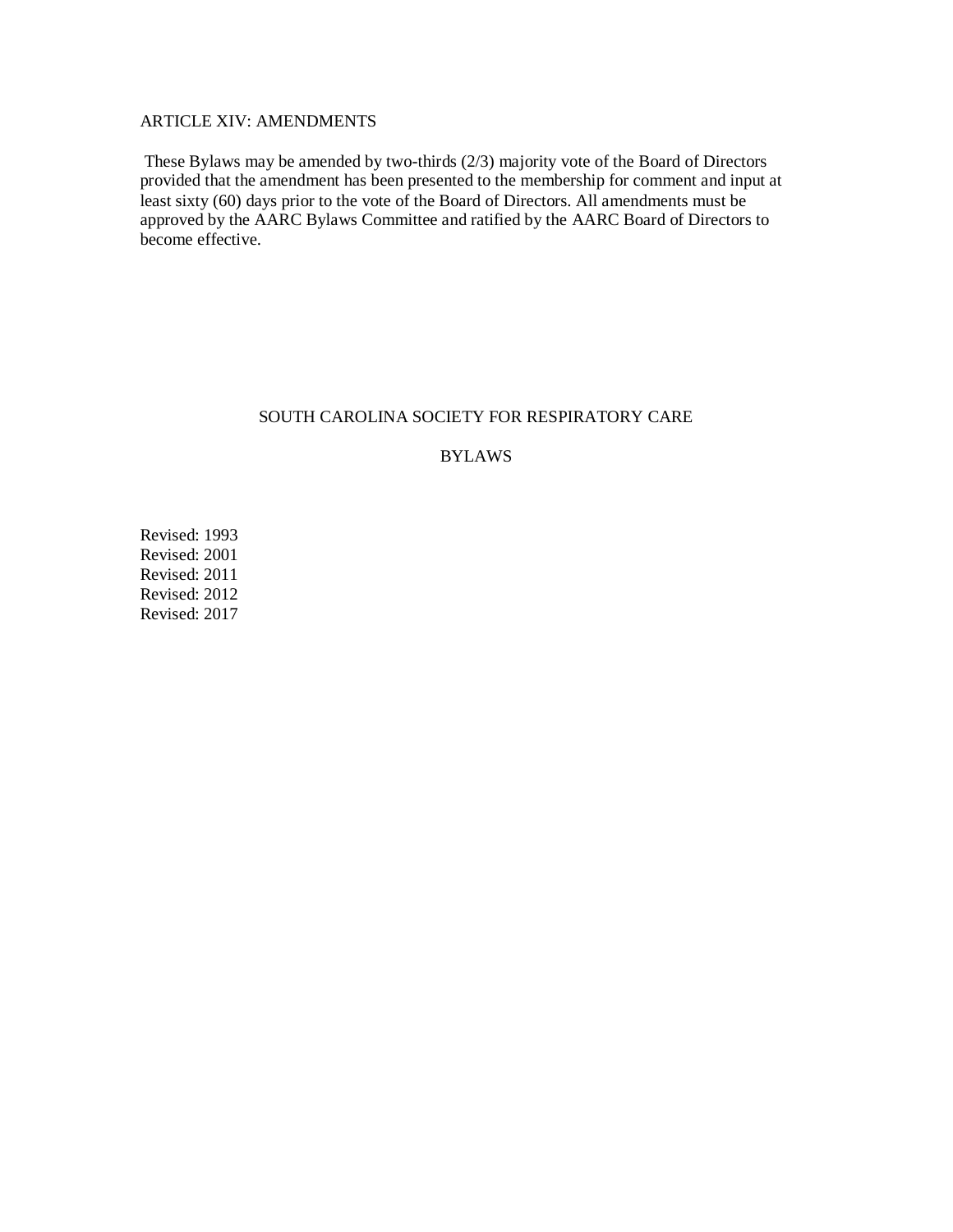## ARTICLE XIV: AMENDMENTS

These Bylaws may be amended by two-thirds (2/3) majority vote of the Board of Directors provided that the amendment has been presented to the membership for comment and input at least sixty (60) days prior to the vote of the Board of Directors. All amendments must be approved by the AARC Bylaws Committee and ratified by the AARC Board of Directors to become effective.

SOUTH CAROLINA SOCIETY FOR RESPIRATORY CARE

BYLAWS

Revised: 1993
Revised: 2001
Revised: 2011
Revised: 2012
Revised: 2017